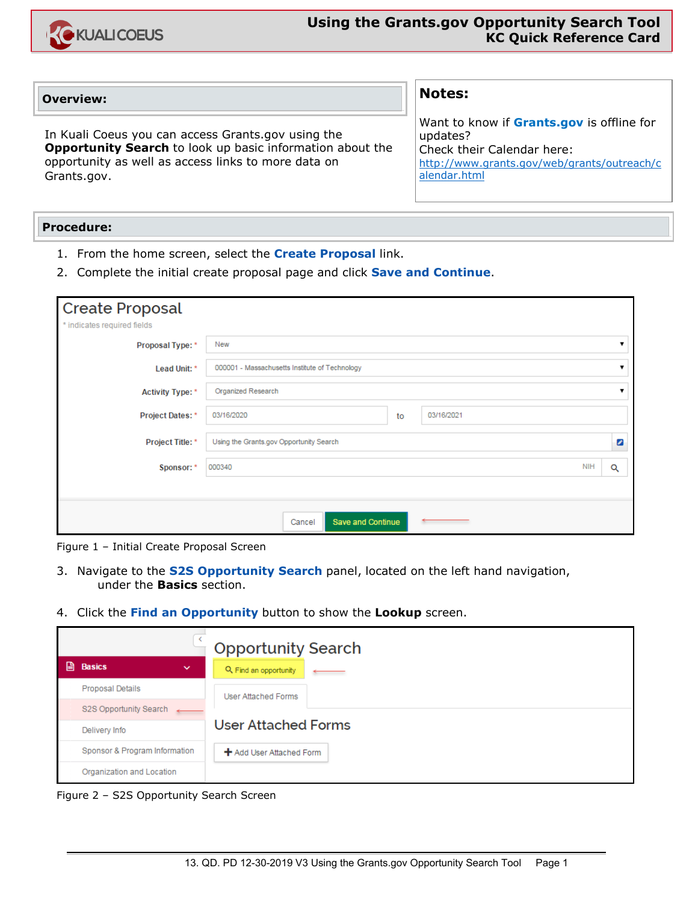# Using the Grants.gov Opportunity Search Tool
## KC Quick Reference Card

## Overview:

In Kuali Coeus you can access Grants.gov using the **Opportunity Search** to look up basic information about the opportunity as well as access links to more data on Grants.gov.

## Notes:

Want to know if **Grants.gov** is offline for updates?
Check their Calendar here:
http://www.grants.gov/web/grants/outreach/calendar.html

## Procedure:

1. From the home screen, select the **Create Proposal** link.
2. Complete the initial create proposal page and click **Save and Continue**.

Figure 1 – Initial Create Proposal Screen

3. Navigate to the **S2S Opportunity Search** panel, located on the left hand navigation, under the **Basics** section.
4. Click the **Find an Opportunity** button to show the **Lookup** screen.

Figure 2 – S2S Opportunity Search Screen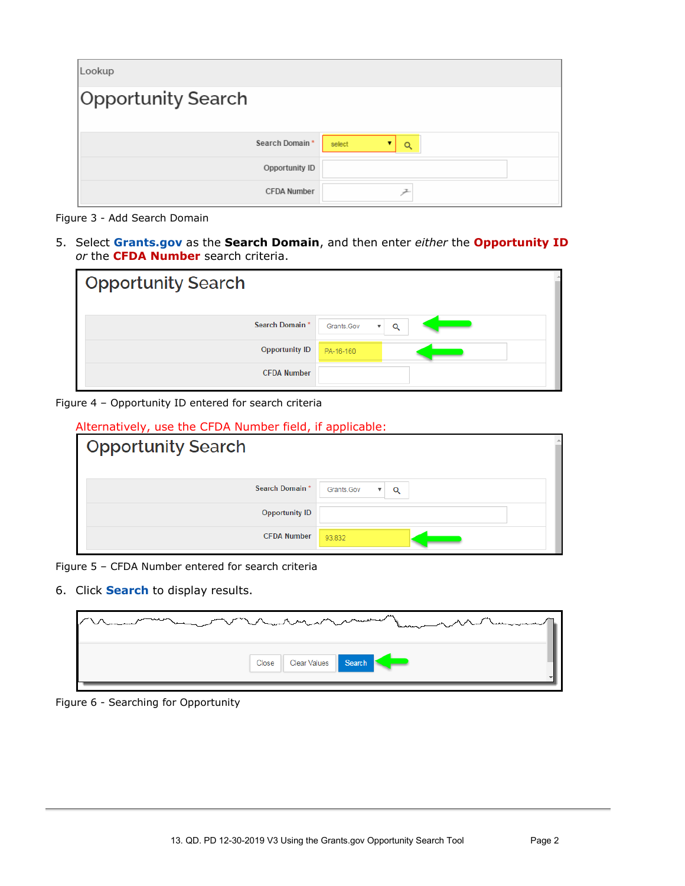Figure 3 - Add Search Domain

5. Select **Grants.gov** as the **Search Domain**, and then enter *either* the **Opportunity ID** *or* the **CFDA Number** search criteria.

Figure 4 – Opportunity ID entered for search criteria

Alternatively, use the CFDA Number field, if applicable:

Figure 5 – CFDA Number entered for search criteria

6. Click **Search** to display results.

Figure 6 - Searching for Opportunity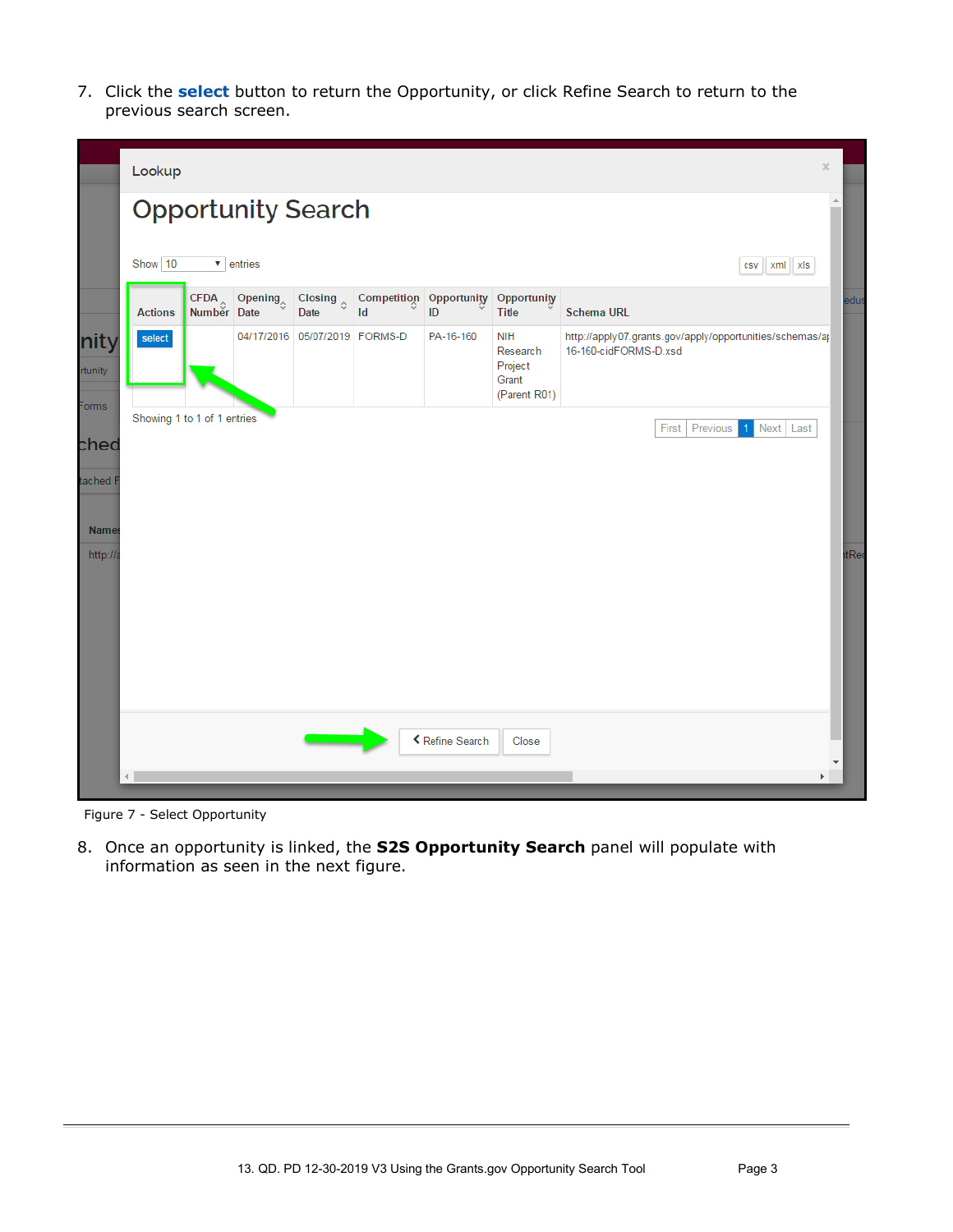7. Click the **select** button to return the Opportunity, or click Refine Search to return to the previous search screen.

Figure 7 - Select Opportunity

8. Once an opportunity is linked, the **S2S Opportunity Search** panel will populate with information as seen in the next figure.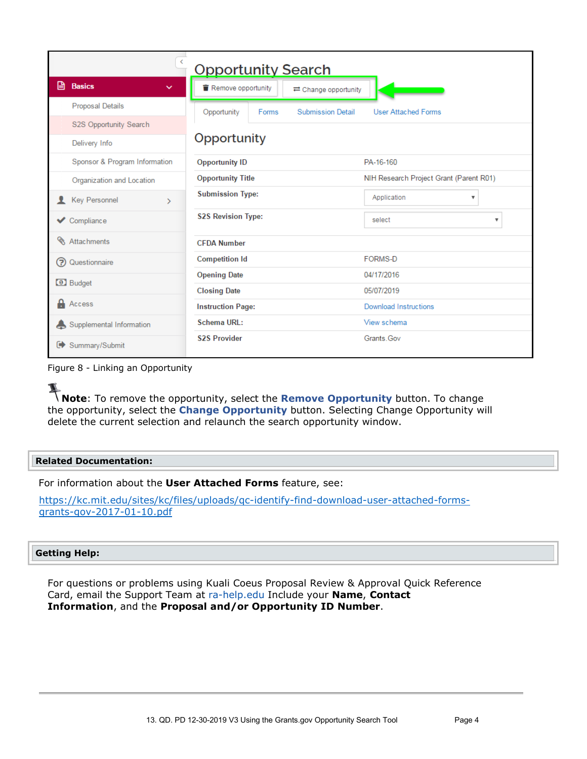Figure 8 - Linking an Opportunity

**Note**: To remove the opportunity, select the **Remove Opportunity** button. To change the opportunity, select the **Change Opportunity** button. Selecting Change Opportunity will delete the current selection and relaunch the search opportunity window.

## Related Documentation:

For information about the **User Attached Forms** feature, see:

https://kc.mit.edu/sites/kc/files/uploads/qc-identify-find-download-user-attached-forms-grants-gov-2017-01-10.pdf

## Getting Help:

For questions or problems using Kuali Coeus Proposal Review & Approval Quick Reference Card, email the Support Team at ra-help.edu Include your **Name**, **Contact Information**, and the **Proposal and/or Opportunity ID Number**.